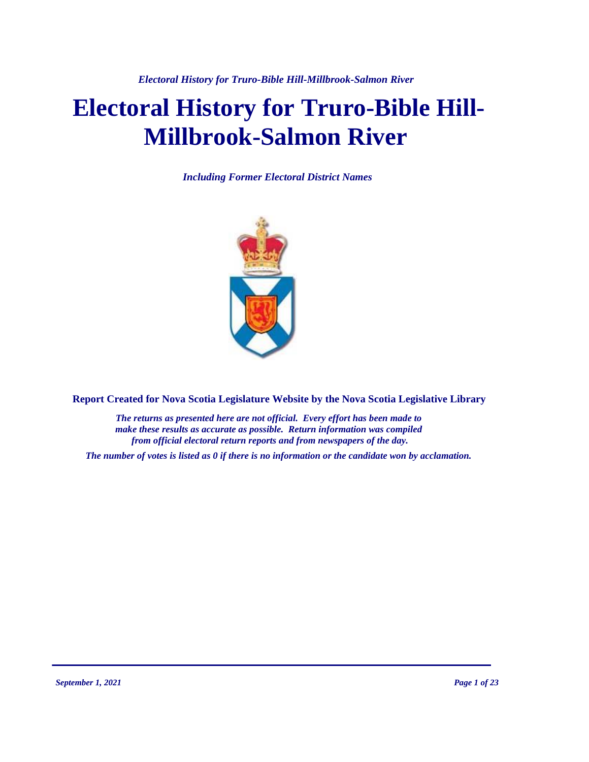# Electoral History for Truro-Bible Hill-Millbrook-Salmon River

*Including Former Electoral District Names*

**Report Created for Nova Scotia Legislature Website by the Nova Scotia Legislative Library**

*The returns as presented here are not official. Every effort has been made to make these results as accurate as possible. Return information was compiled from official electoral return reports and from newspapers of the day.*

*The number of votes is listed as 0 if there is no information or the candidate won by acclamation.*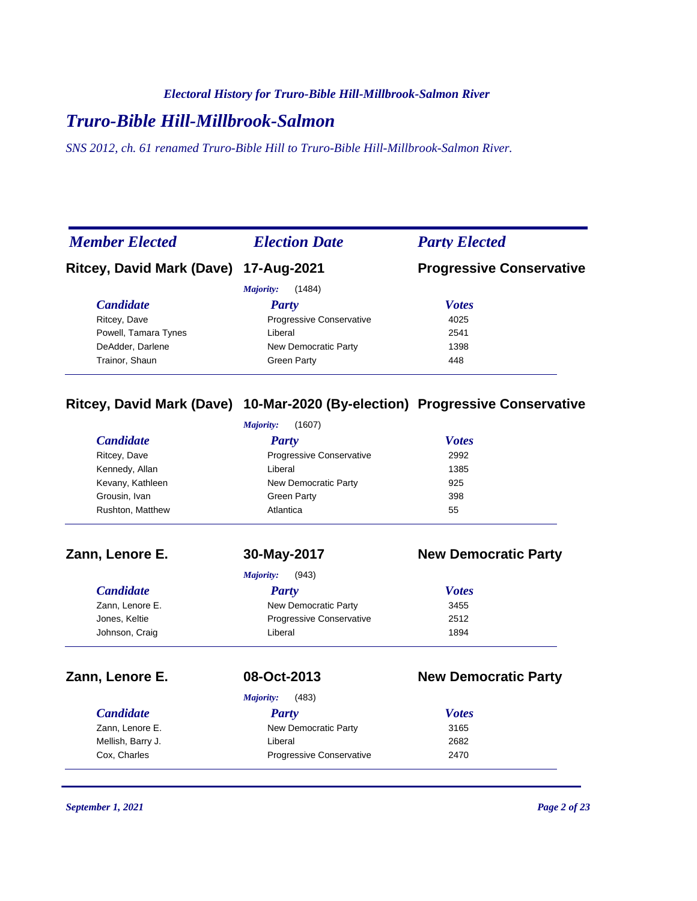*Electoral History for Truro-Bible Hill-Millbrook-Salmon River*

# *Truro-Bible Hill-Millbrook-Salmon*

*SNS 2012, ch. 61 renamed Truro-Bible Hill to Truro-Bible Hill-Millbrook-Salmon River.*

| *Member Elected* | *Election Date* | *Party Elected* |
|---|---|---|
| **Ritcey, David Mark (Dave)** | **17-Aug-2021** | **Progressive Conservative** |

*Majority:* (1484)

| *Candidate* | *Party* | *Votes* |
|---|---|---|
| Ritcey, Dave | Progressive Conservative | 4025 |
| Powell, Tamara Tynes | Liberal | 2541 |
| DeAdder, Darlene | New Democratic Party | 1398 |
| Trainor, Shaun | Green Party | 448 |

| | | |
|---|---|---|
| **Ritcey, David Mark (Dave)** | **10-Mar-2020 (By-election)** | **Progressive Conservative** |

*Majority:* (1607)

| *Candidate* | *Party* | *Votes* |
|---|---|---|
| Ritcey, Dave | Progressive Conservative | 2992 |
| Kennedy, Allan | Liberal | 1385 |
| Kevany, Kathleen | New Democratic Party | 925 |
| Grousin, Ivan | Green Party | 398 |
| Rushton, Matthew | Atlantica | 55 |

| | | |
|---|---|---|
| **Zann, Lenore E.** | **30-May-2017** | **New Democratic Party** |

*Majority:* (943)

| *Candidate* | *Party* | *Votes* |
|---|---|---|
| Zann, Lenore E. | New Democratic Party | 3455 |
| Jones, Keltie | Progressive Conservative | 2512 |
| Johnson, Craig | Liberal | 1894 |

| | | |
|---|---|---|
| **Zann, Lenore E.** | **08-Oct-2013** | **New Democratic Party** |

*Majority:* (483)

| *Candidate* | *Party* | *Votes* |
|---|---|---|
| Zann, Lenore E. | New Democratic Party | 3165 |
| Mellish, Barry J. | Liberal | 2682 |
| Cox, Charles | Progressive Conservative | 2470 |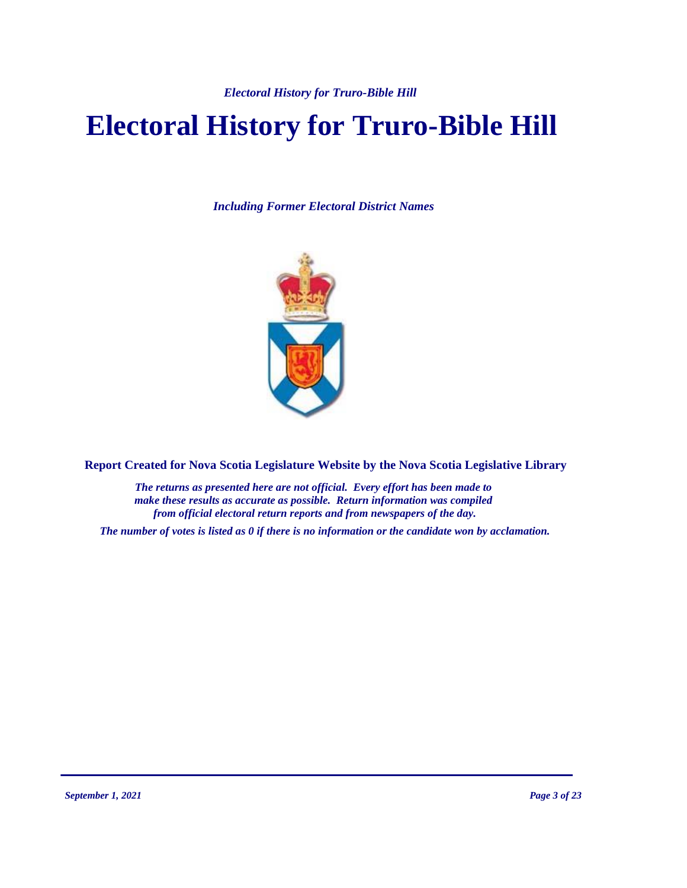# Electoral History for Truro-Bible Hill

*Including Former Electoral District Names*

**Report Created for Nova Scotia Legislature Website by the Nova Scotia Legislative Library**

*The returns as presented here are not official. Every effort has been made to make these results as accurate as possible. Return information was compiled from official electoral return reports and from newspapers of the day.*

*The number of votes is listed as 0 if there is no information or the candidate won by acclamation.*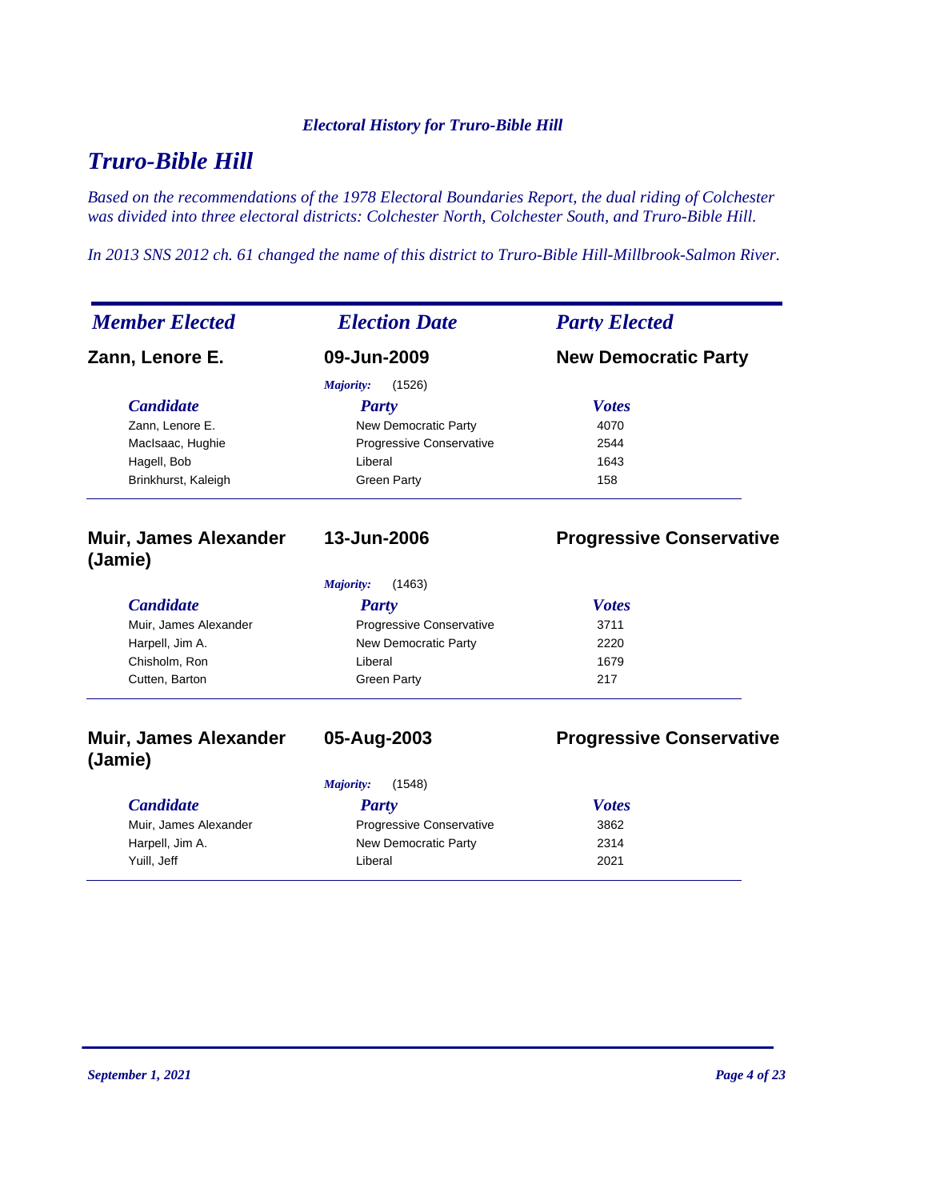*Electoral History for Truro-Bible Hill*

# *Truro-Bible Hill*

*Based on the recommendations of the 1978 Electoral Boundaries Report, the dual riding of Colchester was divided into three electoral districts: Colchester North, Colchester South, and Truro-Bible Hill.*

*In 2013 SNS 2012 ch. 61 changed the name of this district to Truro-Bible Hill-Millbrook-Salmon River.*

| *Member Elected* | *Election Date* | *Party Elected* |
|---|---|---|
| **Zann, Lenore E.** | **09-Jun-2009** | **New Democratic Party** |

*Majority:* (1526)

| *Candidate* | *Party* | *Votes* |
|---|---|---|
| Zann, Lenore E. | New Democratic Party | 4070 |
| MacIsaac, Hughie | Progressive Conservative | 2544 |
| Hagell, Bob | Liberal | 1643 |
| Brinkhurst, Kaleigh | Green Party | 158 |

| *Member Elected* | *Election Date* | *Party Elected* |
|---|---|---|
| **Muir, James Alexander (Jamie)** | **13-Jun-2006** | **Progressive Conservative** |

*Majority:* (1463)

| *Candidate* | *Party* | *Votes* |
|---|---|---|
| Muir, James Alexander | Progressive Conservative | 3711 |
| Harpell, Jim A. | New Democratic Party | 2220 |
| Chisholm, Ron | Liberal | 1679 |
| Cutten, Barton | Green Party | 217 |

| *Member Elected* | *Election Date* | *Party Elected* |
|---|---|---|
| **Muir, James Alexander (Jamie)** | **05-Aug-2003** | **Progressive Conservative** |

*Majority:* (1548)

| *Candidate* | *Party* | *Votes* |
|---|---|---|
| Muir, James Alexander | Progressive Conservative | 3862 |
| Harpell, Jim A. | New Democratic Party | 2314 |
| Yuill, Jeff | Liberal | 2021 |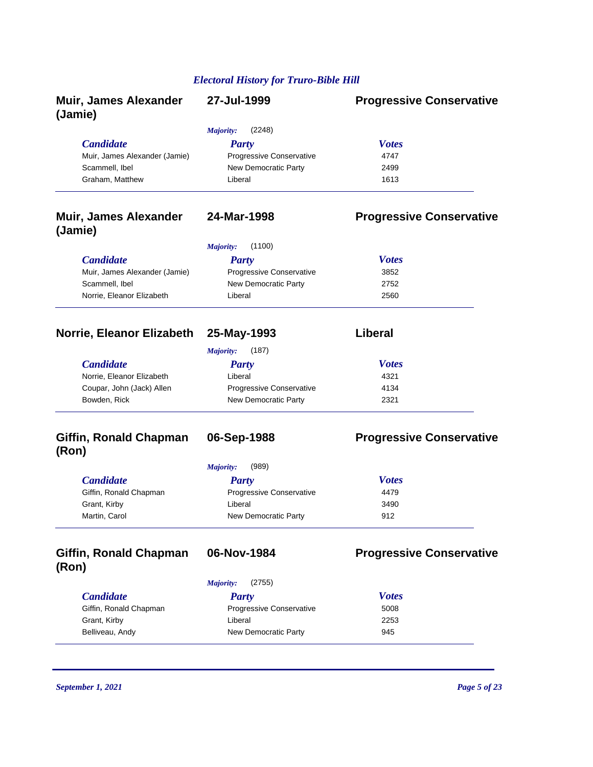*Electoral History for Truro-Bible Hill*

## Muir, James Alexander (Jamie) — 27-Jul-1999 — Progressive Conservative

*Majority:* (2248)

| Candidate | Party | Votes |
|---|---|---|
| Muir, James Alexander (Jamie) | Progressive Conservative | 4747 |
| Scammell, Ibel | New Democratic Party | 2499 |
| Graham, Matthew | Liberal | 1613 |

## Muir, James Alexander (Jamie) — 24-Mar-1998 — Progressive Conservative

*Majority:* (1100)

| Candidate | Party | Votes |
|---|---|---|
| Muir, James Alexander (Jamie) | Progressive Conservative | 3852 |
| Scammell, Ibel | New Democratic Party | 2752 |
| Norrie, Eleanor Elizabeth | Liberal | 2560 |

## Norrie, Eleanor Elizabeth — 25-May-1993 — Liberal

*Majority:* (187)

| Candidate | Party | Votes |
|---|---|---|
| Norrie, Eleanor Elizabeth | Liberal | 4321 |
| Coupar, John (Jack) Allen | Progressive Conservative | 4134 |
| Bowden, Rick | New Democratic Party | 2321 |

## Giffin, Ronald Chapman (Ron) — 06-Sep-1988 — Progressive Conservative

*Majority:* (989)

| Candidate | Party | Votes |
|---|---|---|
| Giffin, Ronald Chapman | Progressive Conservative | 4479 |
| Grant, Kirby | Liberal | 3490 |
| Martin, Carol | New Democratic Party | 912 |

## Giffin, Ronald Chapman (Ron) — 06-Nov-1984 — Progressive Conservative

*Majority:* (2755)

| Candidate | Party | Votes |
|---|---|---|
| Giffin, Ronald Chapman | Progressive Conservative | 5008 |
| Grant, Kirby | Liberal | 2253 |
| Belliveau, Andy | New Democratic Party | 945 |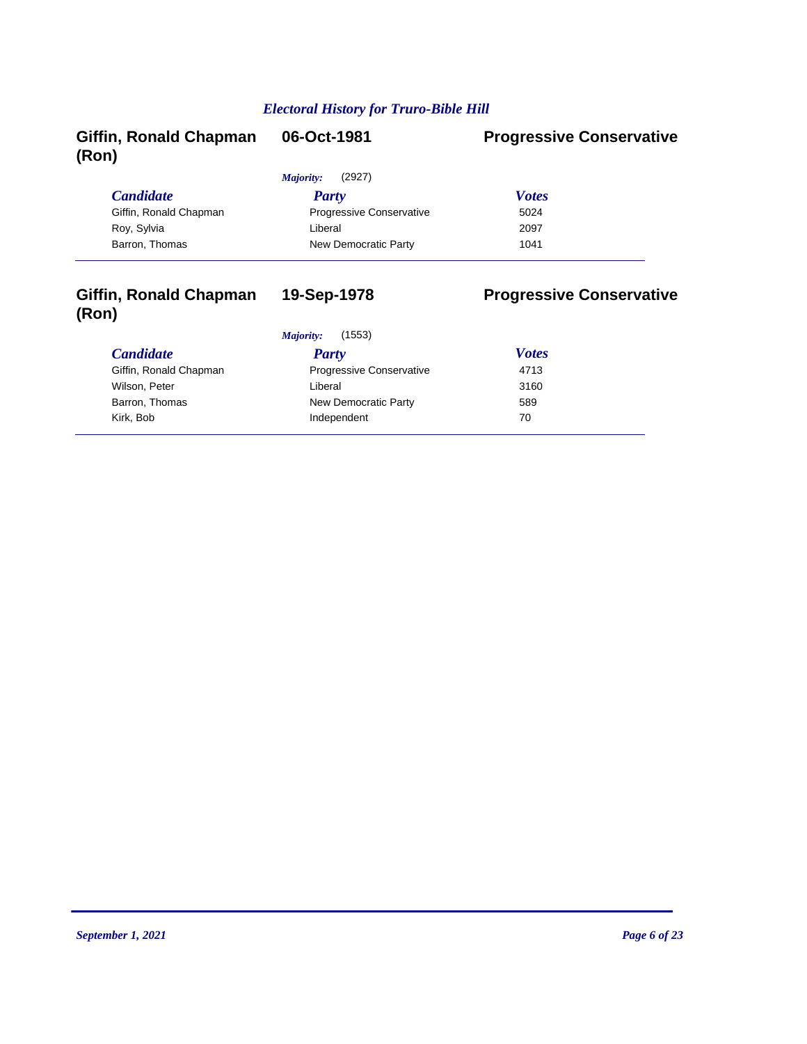*Electoral History for Truro-Bible Hill*

## Giffin, Ronald Chapman (Ron) — 06-Oct-1981 — Progressive Conservative

*Majority:* (2927)

| *Candidate* | *Party* | *Votes* |
|---|---|---|
| Giffin, Ronald Chapman | Progressive Conservative | 5024 |
| Roy, Sylvia | Liberal | 2097 |
| Barron, Thomas | New Democratic Party | 1041 |

## Giffin, Ronald Chapman (Ron) — 19-Sep-1978 — Progressive Conservative

*Majority:* (1553)

| *Candidate* | *Party* | *Votes* |
|---|---|---|
| Giffin, Ronald Chapman | Progressive Conservative | 4713 |
| Wilson, Peter | Liberal | 3160 |
| Barron, Thomas | New Democratic Party | 589 |
| Kirk, Bob | Independent | 70 |

*September 1, 2021*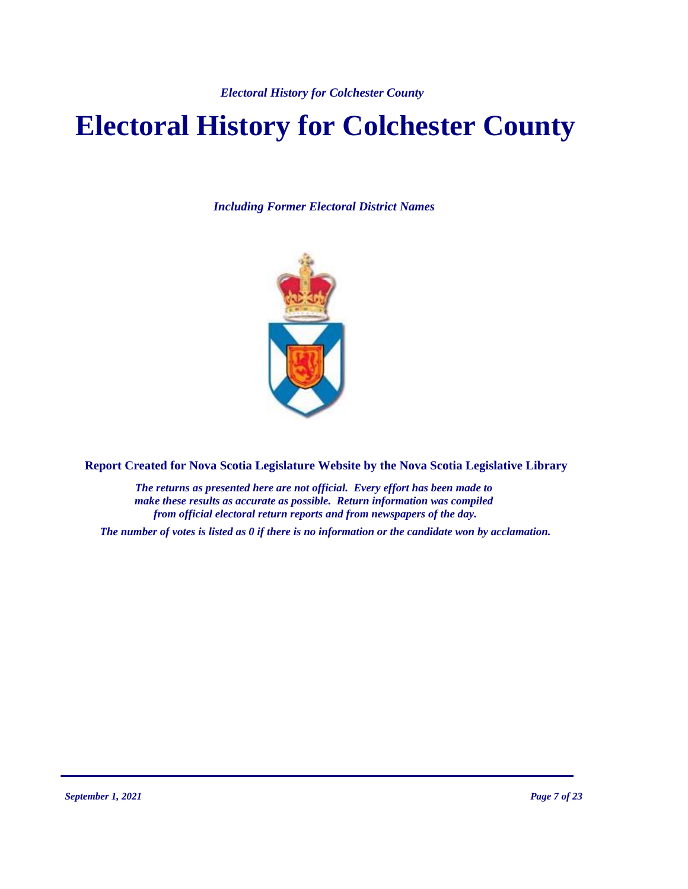# Electoral History for Colchester County

*Including Former Electoral District Names*

**Report Created for Nova Scotia Legislature Website by the Nova Scotia Legislative Library**

***The returns as presented here are not official. Every effort has been made to make these results as accurate as possible. Return information was compiled from official electoral return reports and from newspapers of the day.***

***The number of votes is listed as 0 if there is no information or the candidate won by acclamation.***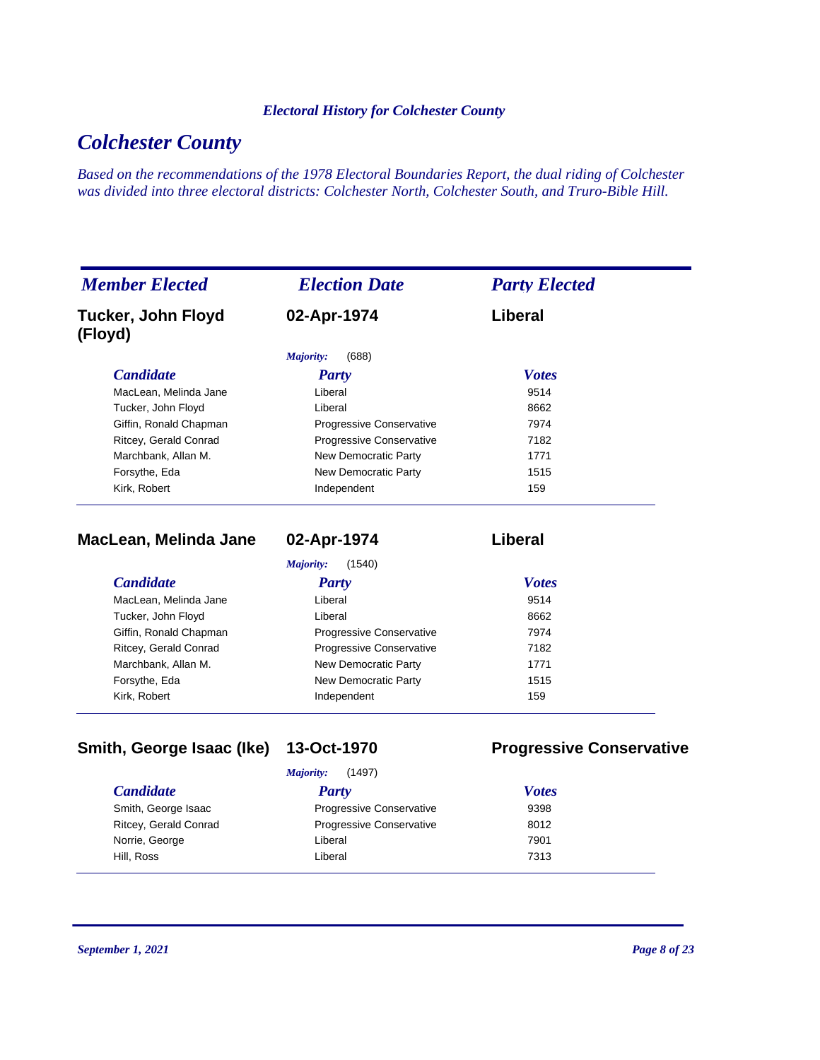# Colchester County

*Based on the recommendations of the 1978 Electoral Boundaries Report, the dual riding of Colchester was divided into three electoral districts: Colchester North, Colchester South, and Truro-Bible Hill.*

| *Member Elected* | *Election Date* | *Party Elected* |
|---|---|---|
| **Tucker, John Floyd (Floyd)** | **02-Apr-1974** | **Liberal** |

*Majority:* (688)

| *Candidate* | *Party* | *Votes* |
|---|---|---|
| MacLean, Melinda Jane | Liberal | 9514 |
| Tucker, John Floyd | Liberal | 8662 |
| Giffin, Ronald Chapman | Progressive Conservative | 7974 |
| Ritcey, Gerald Conrad | Progressive Conservative | 7182 |
| Marchbank, Allan M. | New Democratic Party | 1771 |
| Forsythe, Eda | New Democratic Party | 1515 |
| Kirk, Robert | Independent | 159 |

| *Member Elected* | *Election Date* | *Party Elected* |
|---|---|---|
| **MacLean, Melinda Jane** | **02-Apr-1974** | **Liberal** |

*Majority:* (1540)

| *Candidate* | *Party* | *Votes* |
|---|---|---|
| MacLean, Melinda Jane | Liberal | 9514 |
| Tucker, John Floyd | Liberal | 8662 |
| Giffin, Ronald Chapman | Progressive Conservative | 7974 |
| Ritcey, Gerald Conrad | Progressive Conservative | 7182 |
| Marchbank, Allan M. | New Democratic Party | 1771 |
| Forsythe, Eda | New Democratic Party | 1515 |
| Kirk, Robert | Independent | 159 |

| *Member Elected* | *Election Date* | *Party Elected* |
|---|---|---|
| **Smith, George Isaac (Ike)** | **13-Oct-1970** | **Progressive Conservative** |

*Majority:* (1497)

| *Candidate* | *Party* | *Votes* |
|---|---|---|
| Smith, George Isaac | Progressive Conservative | 9398 |
| Ritcey, Gerald Conrad | Progressive Conservative | 8012 |
| Norrie, George | Liberal | 7901 |
| Hill, Ross | Liberal | 7313 |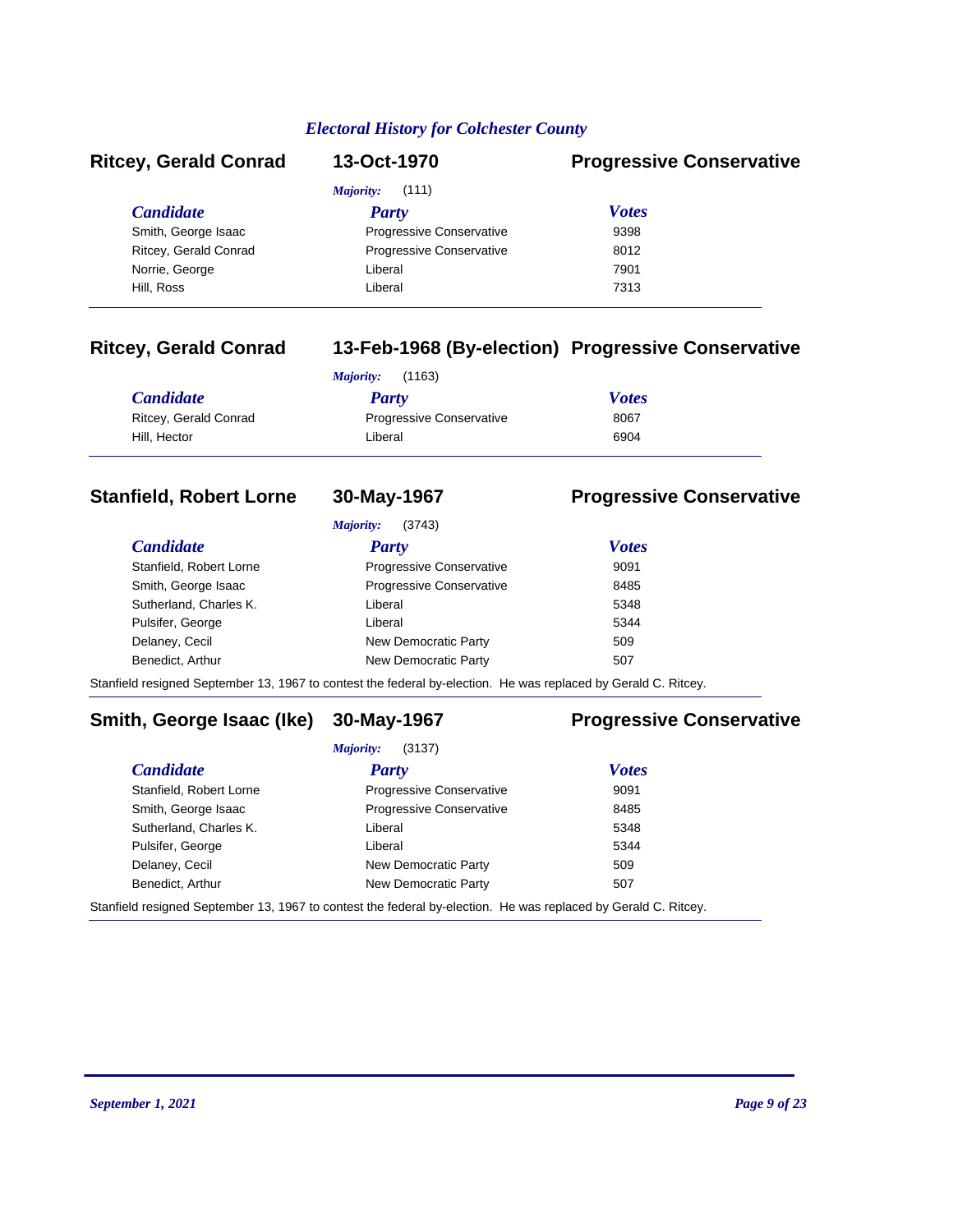## Electral History for Colchester County

### Ritcey, Gerald Conrad — 13-Oct-1970 — Progressive Conservative

*Majority:* (111)

| *Candidate* | *Party* | *Votes* |
|---|---|---|
| Smith, George Isaac | Progressive Conservative | 9398 |
| Ritcey, Gerald Conrad | Progressive Conservative | 8012 |
| Norrie, George | Liberal | 7901 |
| Hill, Ross | Liberal | 7313 |

### Ritcey, Gerald Conrad — 13-Feb-1968 (By-election) — Progressive Conservative

*Majority:* (1163)

| *Candidate* | *Party* | *Votes* |
|---|---|---|
| Ritcey, Gerald Conrad | Progressive Conservative | 8067 |
| Hill, Hector | Liberal | 6904 |

### Stanfield, Robert Lorne — 30-May-1967 — Progressive Conservative

*Majority:* (3743)

| *Candidate* | *Party* | *Votes* |
|---|---|---|
| Stanfield, Robert Lorne | Progressive Conservative | 9091 |
| Smith, George Isaac | Progressive Conservative | 8485 |
| Sutherland, Charles K. | Liberal | 5348 |
| Pulsifer, George | Liberal | 5344 |
| Delaney, Cecil | New Democratic Party | 509 |
| Benedict, Arthur | New Democratic Party | 507 |

Stanfield resigned September 13, 1967 to contest the federal by-election. He was replaced by Gerald C. Ritcey.

### Smith, George Isaac (Ike) — 30-May-1967 — Progressive Conservative

*Majority:* (3137)

| *Candidate* | *Party* | *Votes* |
|---|---|---|
| Stanfield, Robert Lorne | Progressive Conservative | 9091 |
| Smith, George Isaac | Progressive Conservative | 8485 |
| Sutherland, Charles K. | Liberal | 5348 |
| Pulsifer, George | Liberal | 5344 |
| Delaney, Cecil | New Democratic Party | 509 |
| Benedict, Arthur | New Democratic Party | 507 |

Stanfield resigned September 13, 1967 to contest the federal by-election. He was replaced by Gerald C. Ritcey.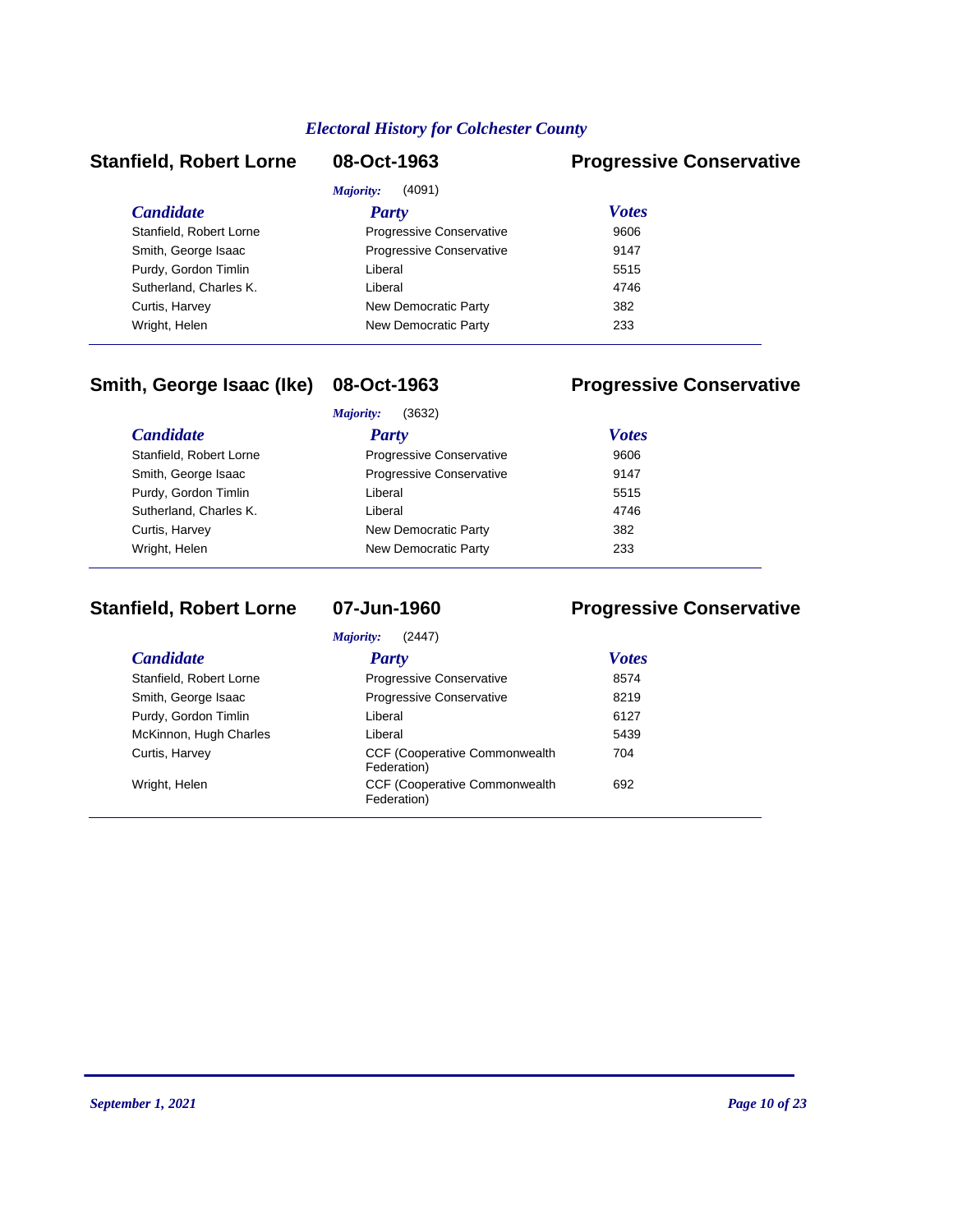*Electoral History for Colchester County*

## Stanfield, Robert Lorne — 08-Oct-1963 — Progressive Conservative

*Majority:* (4091)

| Candidate | Party | Votes |
|---|---|---|
| Stanfield, Robert Lorne | Progressive Conservative | 9606 |
| Smith, George Isaac | Progressive Conservative | 9147 |
| Purdy, Gordon Timlin | Liberal | 5515 |
| Sutherland, Charles K. | Liberal | 4746 |
| Curtis, Harvey | New Democratic Party | 382 |
| Wright, Helen | New Democratic Party | 233 |

## Smith, George Isaac (Ike) — 08-Oct-1963 — Progressive Conservative

*Majority:* (3632)

| Candidate | Party | Votes |
|---|---|---|
| Stanfield, Robert Lorne | Progressive Conservative | 9606 |
| Smith, George Isaac | Progressive Conservative | 9147 |
| Purdy, Gordon Timlin | Liberal | 5515 |
| Sutherland, Charles K. | Liberal | 4746 |
| Curtis, Harvey | New Democratic Party | 382 |
| Wright, Helen | New Democratic Party | 233 |

## Stanfield, Robert Lorne — 07-Jun-1960 — Progressive Conservative

*Majority:* (2447)

| Candidate | Party | Votes |
|---|---|---|
| Stanfield, Robert Lorne | Progressive Conservative | 8574 |
| Smith, George Isaac | Progressive Conservative | 8219 |
| Purdy, Gordon Timlin | Liberal | 6127 |
| McKinnon, Hugh Charles | Liberal | 5439 |
| Curtis, Harvey | CCF (Cooperative Commonwealth Federation) | 704 |
| Wright, Helen | CCF (Cooperative Commonwealth Federation) | 692 |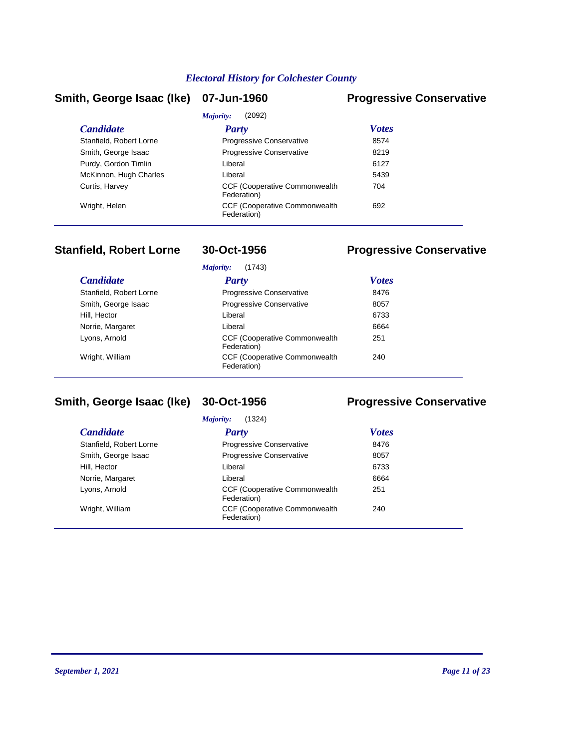## Electoral History for Colchester County

### Smith, George Isaac (Ike) — 07-Jun-1960 — Progressive Conservative

*Majority:* (2092)

| Candidate | Party | Votes |
|---|---|---|
| Stanfield, Robert Lorne | Progressive Conservative | 8574 |
| Smith, George Isaac | Progressive Conservative | 8219 |
| Purdy, Gordon Timlin | Liberal | 6127 |
| McKinnon, Hugh Charles | Liberal | 5439 |
| Curtis, Harvey | CCF (Cooperative Commonwealth Federation) | 704 |
| Wright, Helen | CCF (Cooperative Commonwealth Federation) | 692 |

### Stanfield, Robert Lorne — 30-Oct-1956 — Progressive Conservative

*Majority:* (1743)

| Candidate | Party | Votes |
|---|---|---|
| Stanfield, Robert Lorne | Progressive Conservative | 8476 |
| Smith, George Isaac | Progressive Conservative | 8057 |
| Hill, Hector | Liberal | 6733 |
| Norrie, Margaret | Liberal | 6664 |
| Lyons, Arnold | CCF (Cooperative Commonwealth Federation) | 251 |
| Wright, William | CCF (Cooperative Commonwealth Federation) | 240 |

### Smith, George Isaac (Ike) — 30-Oct-1956 — Progressive Conservative

*Majority:* (1324)

| Candidate | Party | Votes |
|---|---|---|
| Stanfield, Robert Lorne | Progressive Conservative | 8476 |
| Smith, George Isaac | Progressive Conservative | 8057 |
| Hill, Hector | Liberal | 6733 |
| Norrie, Margaret | Liberal | 6664 |
| Lyons, Arnold | CCF (Cooperative Commonwealth Federation) | 251 |
| Wright, William | CCF (Cooperative Commonwealth Federation) | 240 |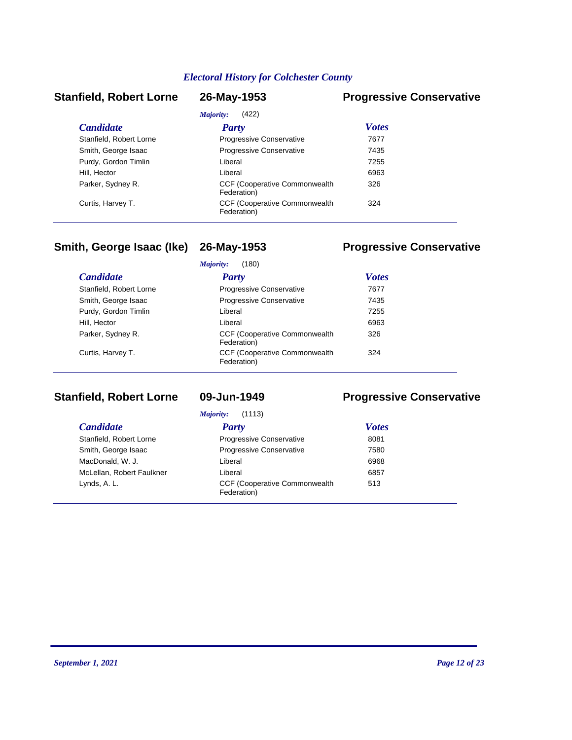## Stanfield, Robert Lorne — 26-May-1953 — Progressive Conservative

*Majority:* (422)

| Candidate | Party | Votes |
|---|---|---|
| Stanfield, Robert Lorne | Progressive Conservative | 7677 |
| Smith, George Isaac | Progressive Conservative | 7435 |
| Purdy, Gordon Timlin | Liberal | 7255 |
| Hill, Hector | Liberal | 6963 |
| Parker, Sydney R. | CCF (Cooperative Commonwealth Federation) | 326 |
| Curtis, Harvey T. | CCF (Cooperative Commonwealth Federation) | 324 |

## Smith, George Isaac (Ike) — 26-May-1953 — Progressive Conservative

*Majority:* (180)

| Candidate | Party | Votes |
|---|---|---|
| Stanfield, Robert Lorne | Progressive Conservative | 7677 |
| Smith, George Isaac | Progressive Conservative | 7435 |
| Purdy, Gordon Timlin | Liberal | 7255 |
| Hill, Hector | Liberal | 6963 |
| Parker, Sydney R. | CCF (Cooperative Commonwealth Federation) | 326 |
| Curtis, Harvey T. | CCF (Cooperative Commonwealth Federation) | 324 |

## Stanfield, Robert Lorne — 09-Jun-1949 — Progressive Conservative

*Majority:* (1113)

| Candidate | Party | Votes |
|---|---|---|
| Stanfield, Robert Lorne | Progressive Conservative | 8081 |
| Smith, George Isaac | Progressive Conservative | 7580 |
| MacDonald, W. J. | Liberal | 6968 |
| McLellan, Robert Faulkner | Liberal | 6857 |
| Lynds, A. L. | CCF (Cooperative Commonwealth Federation) | 513 |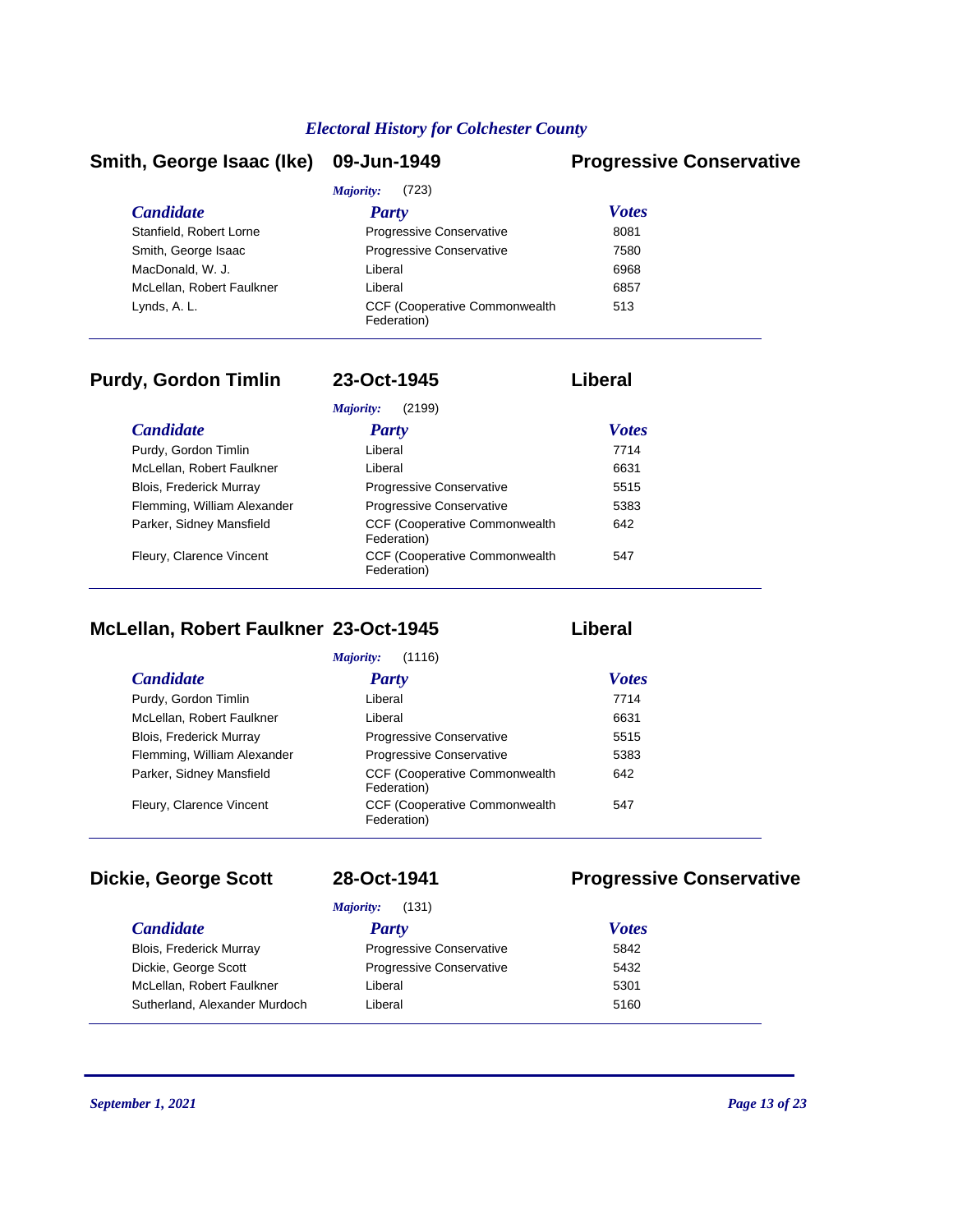## Smith, George Isaac (Ike) — 09-Jun-1949 — Progressive Conservative

*Majority:* (723)

| Candidate | Party | Votes |
|---|---|---|
| Stanfield, Robert Lorne | Progressive Conservative | 8081 |
| Smith, George Isaac | Progressive Conservative | 7580 |
| MacDonald, W. J. | Liberal | 6968 |
| McLellan, Robert Faulkner | Liberal | 6857 |
| Lynds, A. L. | CCF (Cooperative Commonwealth Federation) | 513 |

## Purdy, Gordon Timlin — 23-Oct-1945 — Liberal

*Majority:* (2199)

| Candidate | Party | Votes |
|---|---|---|
| Purdy, Gordon Timlin | Liberal | 7714 |
| McLellan, Robert Faulkner | Liberal | 6631 |
| Blois, Frederick Murray | Progressive Conservative | 5515 |
| Flemming, William Alexander | Progressive Conservative | 5383 |
| Parker, Sidney Mansfield | CCF (Cooperative Commonwealth Federation) | 642 |
| Fleury, Clarence Vincent | CCF (Cooperative Commonwealth Federation) | 547 |

## McLellan, Robert Faulkner — 23-Oct-1945 — Liberal

*Majority:* (1116)

| Candidate | Party | Votes |
|---|---|---|
| Purdy, Gordon Timlin | Liberal | 7714 |
| McLellan, Robert Faulkner | Liberal | 6631 |
| Blois, Frederick Murray | Progressive Conservative | 5515 |
| Flemming, William Alexander | Progressive Conservative | 5383 |
| Parker, Sidney Mansfield | CCF (Cooperative Commonwealth Federation) | 642 |
| Fleury, Clarence Vincent | CCF (Cooperative Commonwealth Federation) | 547 |

## Dickie, George Scott — 28-Oct-1941 — Progressive Conservative

*Majority:* (131)

| Candidate | Party | Votes |
|---|---|---|
| Blois, Frederick Murray | Progressive Conservative | 5842 |
| Dickie, George Scott | Progressive Conservative | 5432 |
| McLellan, Robert Faulkner | Liberal | 5301 |
| Sutherland, Alexander Murdoch | Liberal | 5160 |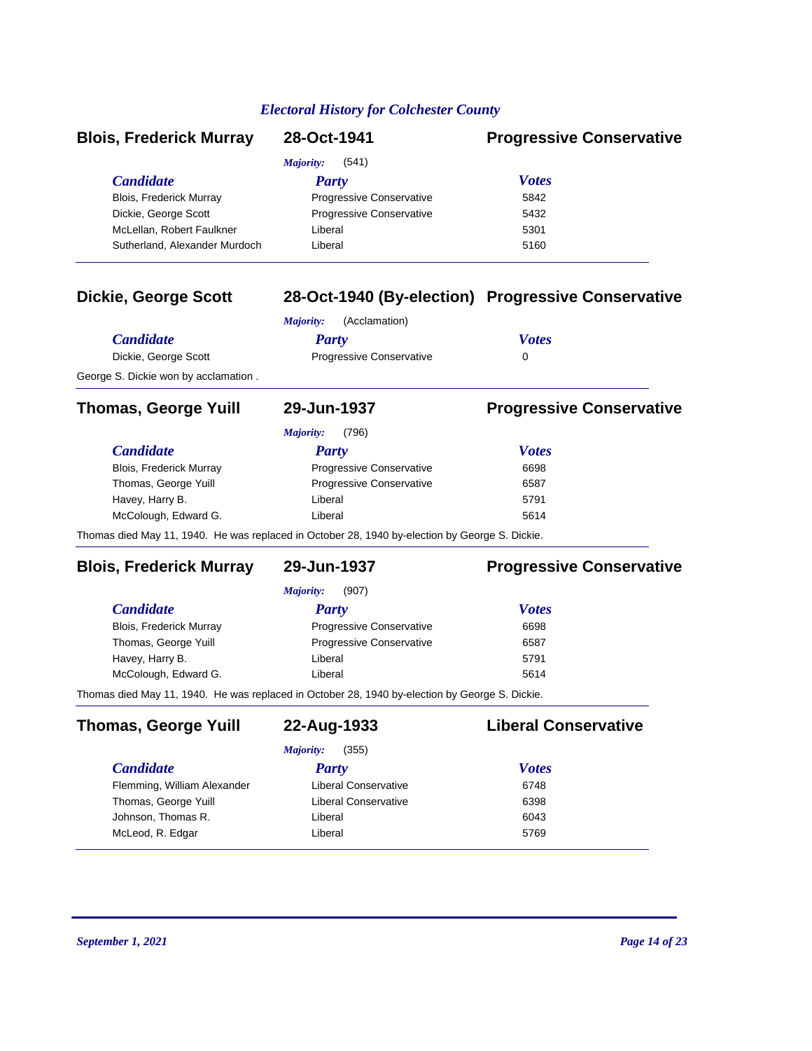*Electoral History for Colchester County*

## Blois, Frederick Murray — 28-Oct-1941 — Progressive Conservative

*Majority:* (541)

| Candidate | Party | Votes |
|---|---|---|
| Blois, Frederick Murray | Progressive Conservative | 5842 |
| Dickie, George Scott | Progressive Conservative | 5432 |
| McLellan, Robert Faulkner | Liberal | 5301 |
| Sutherland, Alexander Murdoch | Liberal | 5160 |

## Dickie, George Scott — 28-Oct-1940 (By-election) — Progressive Conservative

*Majority:* (Acclamation)

| Candidate | Party | Votes |
|---|---|---|
| Dickie, George Scott | Progressive Conservative | 0 |

George S. Dickie won by acclamation .

## Thomas, George Yuill — 29-Jun-1937 — Progressive Conservative

*Majority:* (796)

| Candidate | Party | Votes |
|---|---|---|
| Blois, Frederick Murray | Progressive Conservative | 6698 |
| Thomas, George Yuill | Progressive Conservative | 6587 |
| Havey, Harry B. | Liberal | 5791 |
| McCologh, Edward G. | Liberal | 5614 |

Thomas died May 11, 1940. He was replaced in October 28, 1940 by-election by George S. Dickie.

## Blois, Frederick Murray — 29-Jun-1937 — Progressive Conservative

*Majority:* (907)

| Candidate | Party | Votes |
|---|---|---|
| Blois, Frederick Murray | Progressive Conservative | 6698 |
| Thomas, George Yuill | Progressive Conservative | 6587 |
| Havey, Harry B. | Liberal | 5791 |
| McCologh, Edward G. | Liberal | 5614 |

Thomas died May 11, 1940. He was replaced in October 28, 1940 by-election by George S. Dickie.

## Thomas, George Yuill — 22-Aug-1933 — Liberal Conservative

*Majority:* (355)

| Candidate | Party | Votes |
|---|---|---|
| Flemming, William Alexander | Liberal Conservative | 6748 |
| Thomas, George Yuill | Liberal Conservative | 6398 |
| Johnson, Thomas R. | Liberal | 6043 |
| McLeod, R. Edgar | Liberal | 5769 |

*September 1, 2021*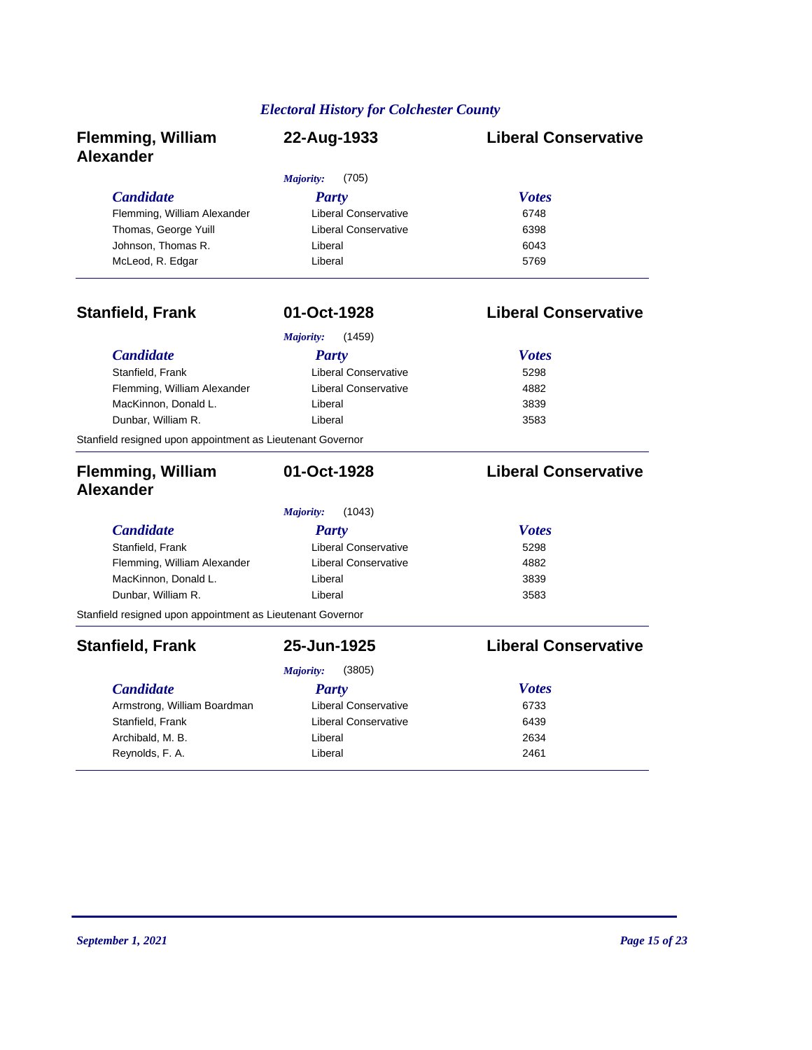## Electoral History for Colchester County

### Flemming, William Alexander — 22-Aug-1933 — Liberal Conservative

*Majority:* (705)

| Candidate | Party | Votes |
|---|---|---|
| Flemming, William Alexander | Liberal Conservative | 6748 |
| Thomas, George Yuill | Liberal Conservative | 6398 |
| Johnson, Thomas R. | Liberal | 6043 |
| McLeod, R. Edgar | Liberal | 5769 |

---

### Stanfield, Frank — 01-Oct-1928 — Liberal Conservative

*Majority:* (1459)

| Candidate | Party | Votes |
|---|---|---|
| Stanfield, Frank | Liberal Conservative | 5298 |
| Flemming, William Alexander | Liberal Conservative | 4882 |
| MacKinnon, Donald L. | Liberal | 3839 |
| Dunbar, William R. | Liberal | 3583 |

Stanfield resigned upon appointment as Lieutenant Governor

---

### Flemming, William Alexander — 01-Oct-1928 — Liberal Conservative

*Majority:* (1043)

| Candidate | Party | Votes |
|---|---|---|
| Stanfield, Frank | Liberal Conservative | 5298 |
| Flemming, William Alexander | Liberal Conservative | 4882 |
| MacKinnon, Donald L. | Liberal | 3839 |
| Dunbar, William R. | Liberal | 3583 |

Stanfield resigned upon appointment as Lieutenant Governor

---

### Stanfield, Frank — 25-Jun-1925 — Liberal Conservative

*Majority:* (3805)

| Candidate | Party | Votes |
|---|---|---|
| Armstrong, William Boardman | Liberal Conservative | 6733 |
| Stanfield, Frank | Liberal Conservative | 6439 |
| Archibald, M. B. | Liberal | 2634 |
| Reynolds, F. A. | Liberal | 2461 |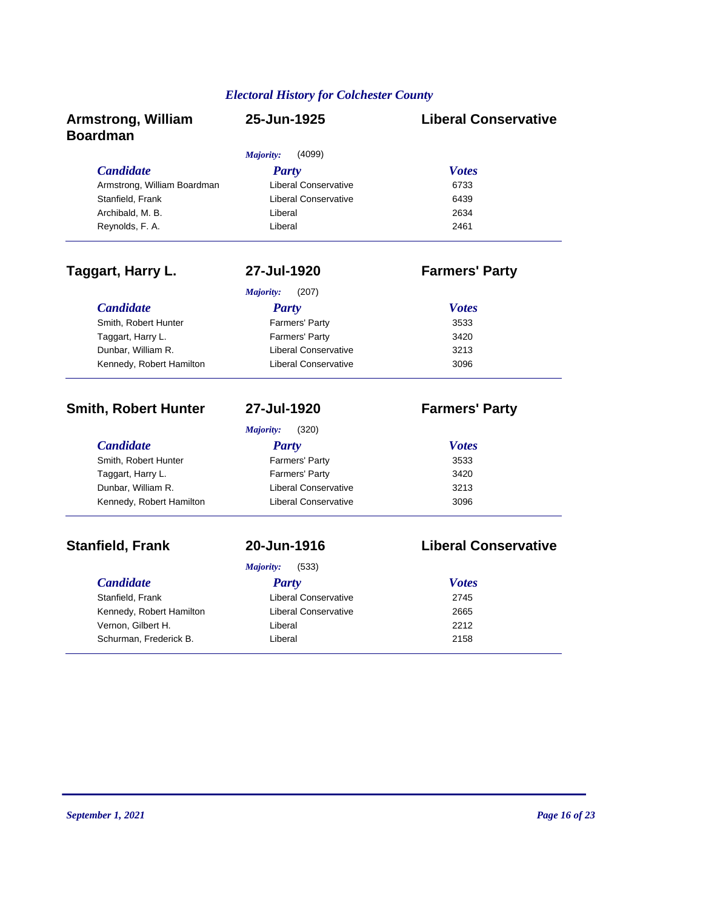## Armstrong, William Boardman — 25-Jun-1925 — Liberal Conservative

*Majority:* (4099)

| Candidate | Party | Votes |
| --- | --- | --- |
| Armstrong, William Boardman | Liberal Conservative | 6733 |
| Stanfield, Frank | Liberal Conservative | 6439 |
| Archibald, M. B. | Liberal | 2634 |
| Reynolds, F. A. | Liberal | 2461 |

## Taggart, Harry L. — 27-Jul-1920 — Farmers' Party

*Majority:* (207)

| Candidate | Party | Votes |
| --- | --- | --- |
| Smith, Robert Hunter | Farmers' Party | 3533 |
| Taggart, Harry L. | Farmers' Party | 3420 |
| Dunbar, William R. | Liberal Conservative | 3213 |
| Kennedy, Robert Hamilton | Liberal Conservative | 3096 |

## Smith, Robert Hunter — 27-Jul-1920 — Farmers' Party

*Majority:* (320)

| Candidate | Party | Votes |
| --- | --- | --- |
| Smith, Robert Hunter | Farmers' Party | 3533 |
| Taggart, Harry L. | Farmers' Party | 3420 |
| Dunbar, William R. | Liberal Conservative | 3213 |
| Kennedy, Robert Hamilton | Liberal Conservative | 3096 |

## Stanfield, Frank — 20-Jun-1916 — Liberal Conservative

*Majority:* (533)

| Candidate | Party | Votes |
| --- | --- | --- |
| Stanfield, Frank | Liberal Conservative | 2745 |
| Kennedy, Robert Hamilton | Liberal Conservative | 2665 |
| Vernon, Gilbert H. | Liberal | 2212 |
| Schurman, Frederick B. | Liberal | 2158 |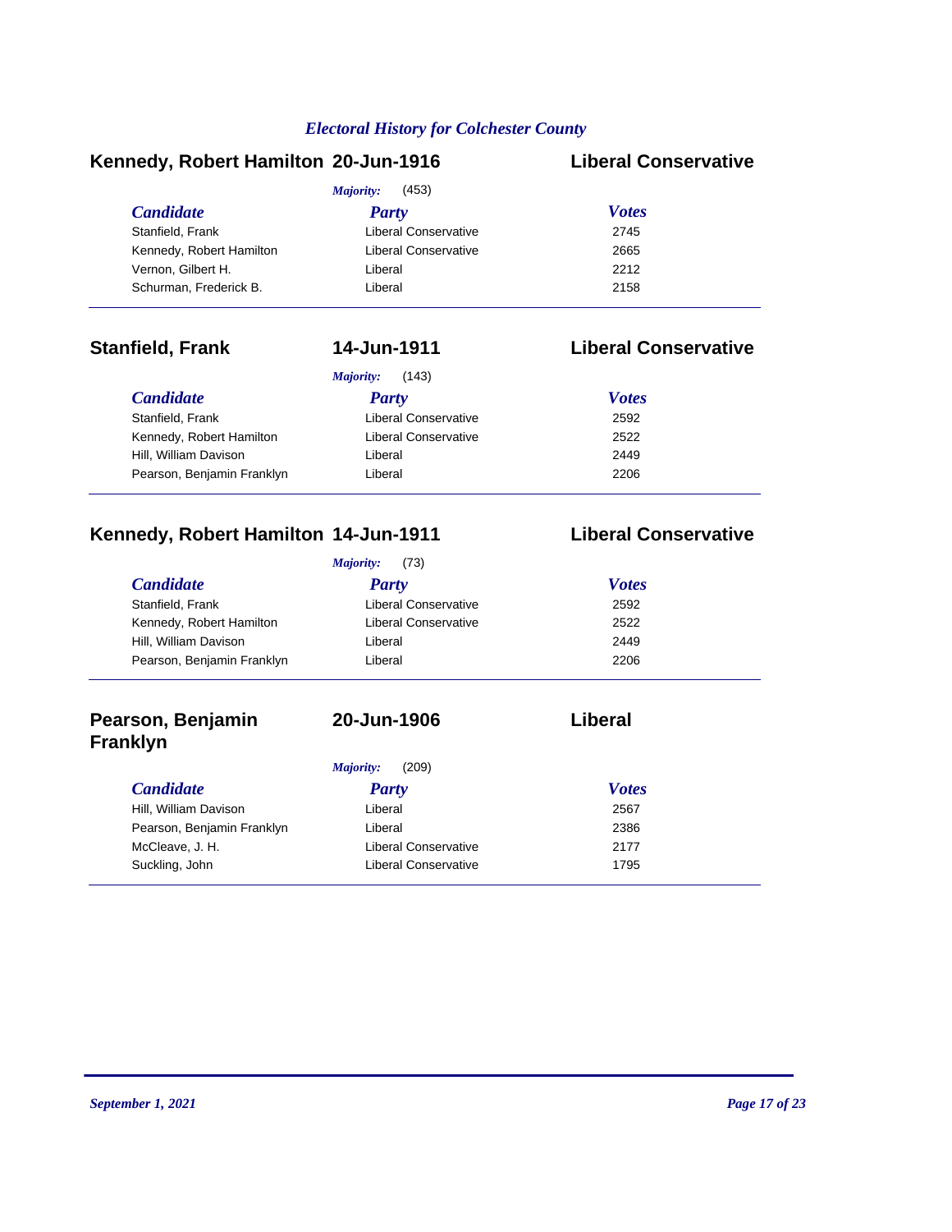*Electoral History for Colchester County*

## Kennedy, Robert Hamilton — 20-Jun-1916 — Liberal Conservative

*Majority:* (453)

| *Candidate* | *Party* | *Votes* |
|---|---|---|
| Stanfield, Frank | Liberal Conservative | 2745 |
| Kennedy, Robert Hamilton | Liberal Conservative | 2665 |
| Vernon, Gilbert H. | Liberal | 2212 |
| Schurman, Frederick B. | Liberal | 2158 |

## Stanfield, Frank — 14-Jun-1911 — Liberal Conservative

*Majority:* (143)

| *Candidate* | *Party* | *Votes* |
|---|---|---|
| Stanfield, Frank | Liberal Conservative | 2592 |
| Kennedy, Robert Hamilton | Liberal Conservative | 2522 |
| Hill, William Davison | Liberal | 2449 |
| Pearson, Benjamin Franklyn | Liberal | 2206 |

## Kennedy, Robert Hamilton — 14-Jun-1911 — Liberal Conservative

*Majority:* (73)

| *Candidate* | *Party* | *Votes* |
|---|---|---|
| Stanfield, Frank | Liberal Conservative | 2592 |
| Kennedy, Robert Hamilton | Liberal Conservative | 2522 |
| Hill, William Davison | Liberal | 2449 |
| Pearson, Benjamin Franklyn | Liberal | 2206 |

## Pearson, Benjamin Franklyn — 20-Jun-1906 — Liberal

*Majority:* (209)

| *Candidate* | *Party* | *Votes* |
|---|---|---|
| Hill, William Davison | Liberal | 2567 |
| Pearson, Benjamin Franklyn | Liberal | 2386 |
| McCleave, J. H. | Liberal Conservative | 2177 |
| Suckling, John | Liberal Conservative | 1795 |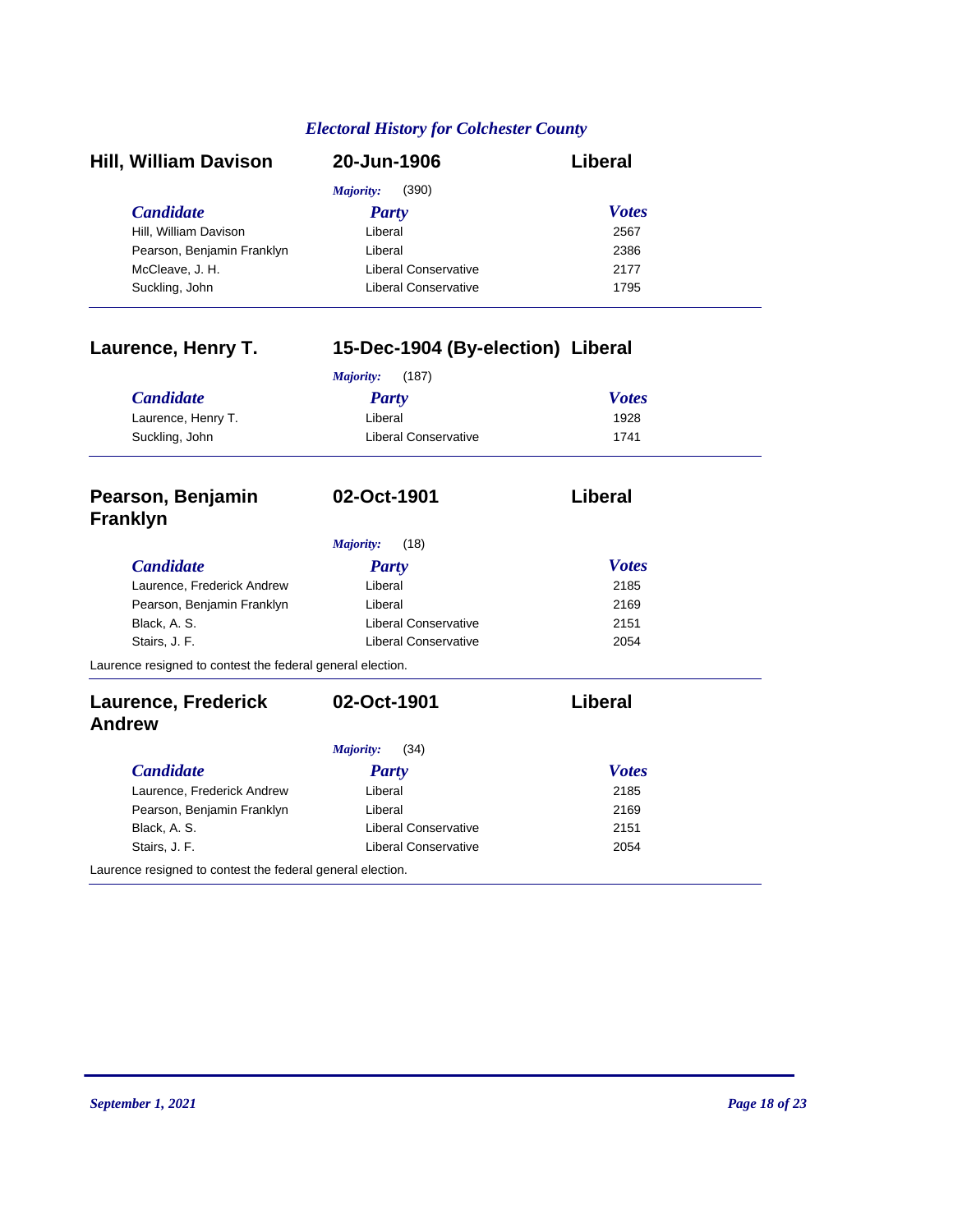## Hill, William Davison — 20-Jun-1906 — Liberal

*Majority:* (390)

| Candidate | Party | Votes |
|---|---|---|
| Hill, William Davison | Liberal | 2567 |
| Pearson, Benjamin Franklyn | Liberal | 2386 |
| McCleave, J. H. | Liberal Conservative | 2177 |
| Suckling, John | Liberal Conservative | 1795 |

## Laurence, Henry T. — 15-Dec-1904 (By-election) — Liberal

*Majority:* (187)

| Candidate | Party | Votes |
|---|---|---|
| Laurence, Henry T. | Liberal | 1928 |
| Suckling, John | Liberal Conservative | 1741 |

## Pearson, Benjamin Franklyn — 02-Oct-1901 — Liberal

*Majority:* (18)

| Candidate | Party | Votes |
|---|---|---|
| Laurence, Frederick Andrew | Liberal | 2185 |
| Pearson, Benjamin Franklyn | Liberal | 2169 |
| Black, A. S. | Liberal Conservative | 2151 |
| Stairs, J. F. | Liberal Conservative | 2054 |

Laurence resigned to contest the federal general election.

## Laurence, Frederick Andrew — 02-Oct-1901 — Liberal

*Majority:* (34)

| Candidate | Party | Votes |
|---|---|---|
| Laurence, Frederick Andrew | Liberal | 2185 |
| Pearson, Benjamin Franklyn | Liberal | 2169 |
| Black, A. S. | Liberal Conservative | 2151 |
| Stairs, J. F. | Liberal Conservative | 2054 |

Laurence resigned to contest the federal general election.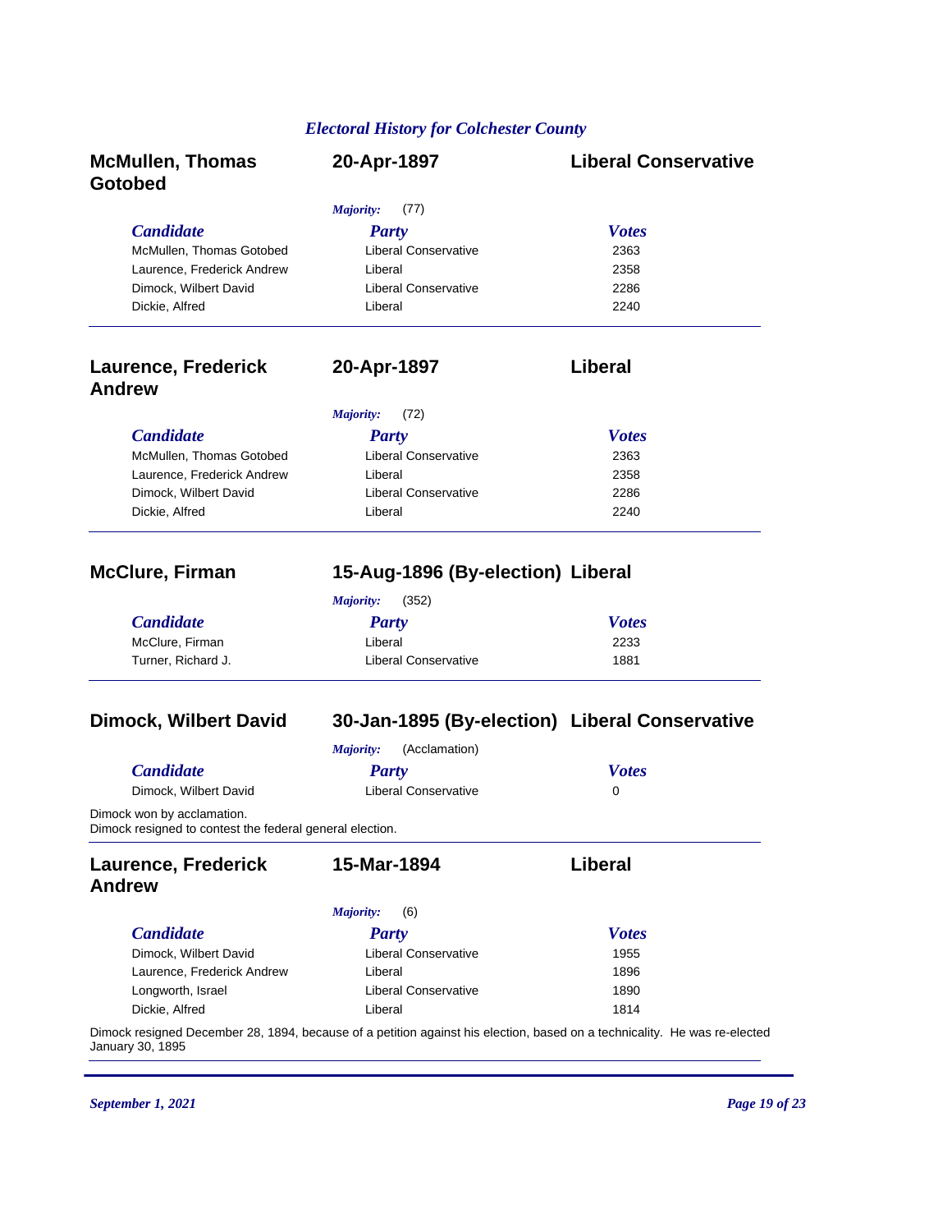## McMullen, Thomas Gotobed — 20-Apr-1897 — Liberal Conservative

*Majority:* (77)

| Candidate | Party | Votes |
|---|---|---|
| McMullen, Thomas Gotobed | Liberal Conservative | 2363 |
| Laurence, Frederick Andrew | Liberal | 2358 |
| Dimock, Wilbert David | Liberal Conservative | 2286 |
| Dickie, Alfred | Liberal | 2240 |

## Laurence, Frederick Andrew — 20-Apr-1897 — Liberal

*Majority:* (72)

| Candidate | Party | Votes |
|---|---|---|
| McMullen, Thomas Gotobed | Liberal Conservative | 2363 |
| Laurence, Frederick Andrew | Liberal | 2358 |
| Dimock, Wilbert David | Liberal Conservative | 2286 |
| Dickie, Alfred | Liberal | 2240 |

## McClure, Firman — 15-Aug-1896 (By-election) — Liberal

*Majority:* (352)

| Candidate | Party | Votes |
|---|---|---|
| McClure, Firman | Liberal | 2233 |
| Turner, Richard J. | Liberal Conservative | 1881 |

## Dimock, Wilbert David — 30-Jan-1895 (By-election) — Liberal Conservative

*Majority:* (Acclamation)

| Candidate | Party | Votes |
|---|---|---|
| Dimock, Wilbert David | Liberal Conservative | 0 |

Dimock won by acclamation.
Dimock resigned to contest the federal general election.

## Laurence, Frederick Andrew — 15-Mar-1894 — Liberal

*Majority:* (6)

| Candidate | Party | Votes |
|---|---|---|
| Dimock, Wilbert David | Liberal Conservative | 1955 |
| Laurence, Frederick Andrew | Liberal | 1896 |
| Longworth, Israel | Liberal Conservative | 1890 |
| Dickie, Alfred | Liberal | 1814 |

Dimock resigned December 28, 1894, because of a petition against his election, based on a technicality. He was re-elected January 30, 1895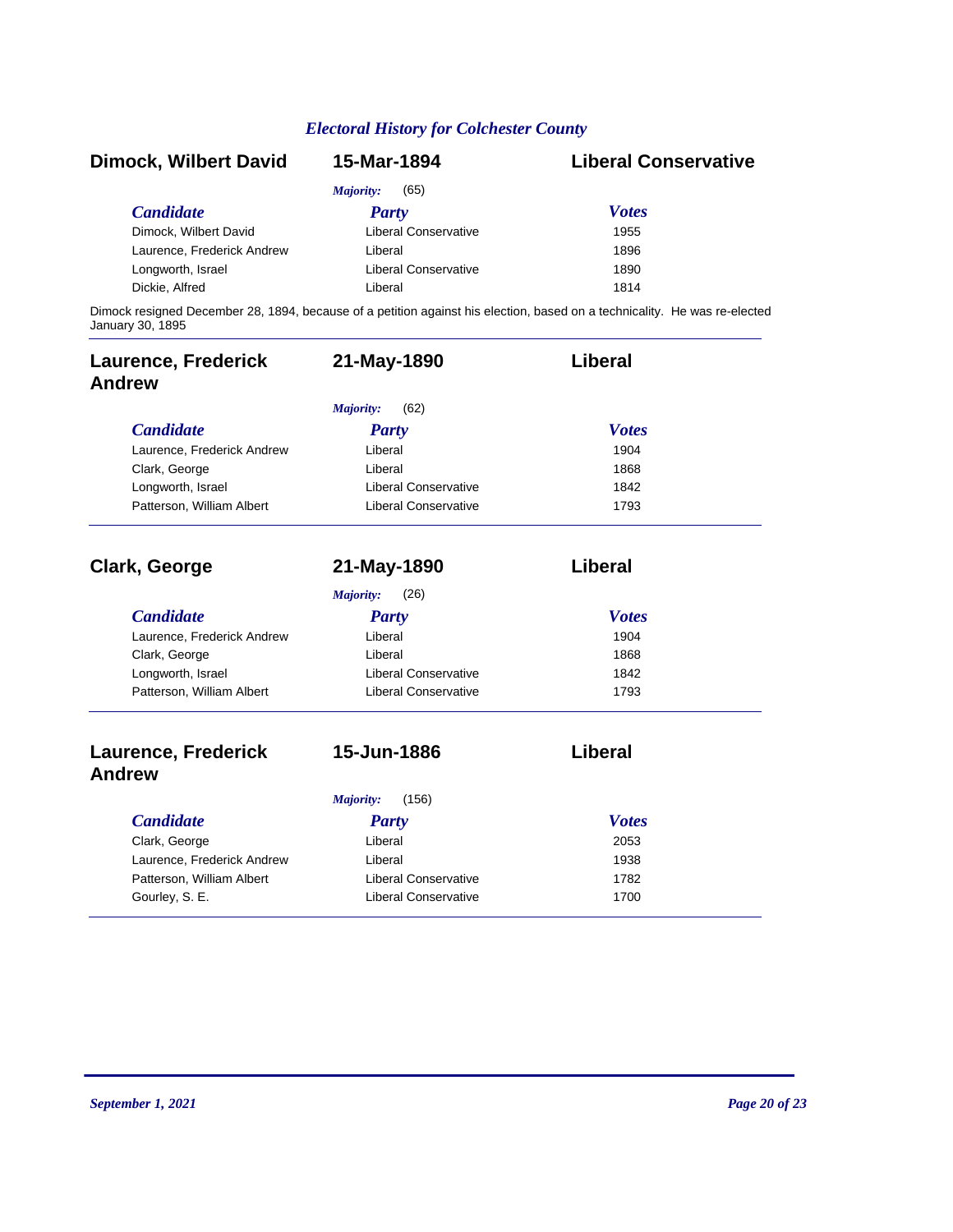## Electoral History for Colchester County

### Dimock, Wilbert David — 15-Mar-1894 — Liberal Conservative

*Majority:* (65)

| Candidate | Party | Votes |
|---|---|---|
| Dimock, Wilbert David | Liberal Conservative | 1955 |
| Laurence, Frederick Andrew | Liberal | 1896 |
| Longworth, Israel | Liberal Conservative | 1890 |
| Dickie, Alfred | Liberal | 1814 |

Dimock resigned December 28, 1894, because of a petition against his election, based on a technicality. He was re-elected January 30, 1895

### Laurence, Frederick Andrew — 21-May-1890 — Liberal

*Majority:* (62)

| Candidate | Party | Votes |
|---|---|---|
| Laurence, Frederick Andrew | Liberal | 1904 |
| Clark, George | Liberal | 1868 |
| Longworth, Israel | Liberal Conservative | 1842 |
| Patterson, William Albert | Liberal Conservative | 1793 |

### Clark, George — 21-May-1890 — Liberal

*Majority:* (26)

| Candidate | Party | Votes |
|---|---|---|
| Laurence, Frederick Andrew | Liberal | 1904 |
| Clark, George | Liberal | 1868 |
| Longworth, Israel | Liberal Conservative | 1842 |
| Patterson, William Albert | Liberal Conservative | 1793 |

### Laurence, Frederick Andrew — 15-Jun-1886 — Liberal

*Majority:* (156)

| Candidate | Party | Votes |
|---|---|---|
| Clark, George | Liberal | 2053 |
| Laurence, Frederick Andrew | Liberal | 1938 |
| Patterson, William Albert | Liberal Conservative | 1782 |
| Gourley, S. E. | Liberal Conservative | 1700 |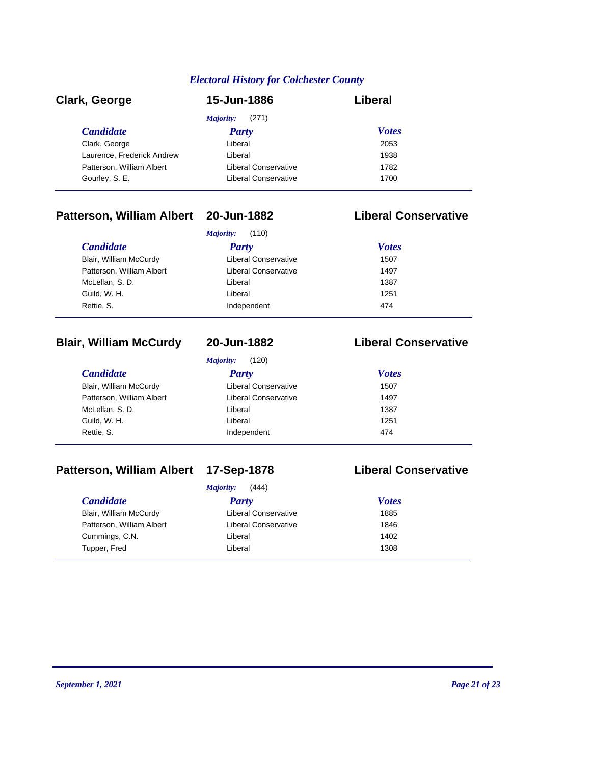## Clark, George — 15-Jun-1886 — Liberal

*Majority:* (271)

| Candidate | Party | Votes |
|---|---|---|
| Clark, George | Liberal | 2053 |
| Laurence, Frederick Andrew | Liberal | 1938 |
| Patterson, William Albert | Liberal Conservative | 1782 |
| Gourley, S. E. | Liberal Conservative | 1700 |

## Patterson, William Albert — 20-Jun-1882 — Liberal Conservative

*Majority:* (110)

| Candidate | Party | Votes |
|---|---|---|
| Blair, William McCurdy | Liberal Conservative | 1507 |
| Patterson, William Albert | Liberal Conservative | 1497 |
| McLellan, S. D. | Liberal | 1387 |
| Guild, W. H. | Liberal | 1251 |
| Rettie, S. | Independent | 474 |

## Blair, William McCurdy — 20-Jun-1882 — Liberal Conservative

*Majority:* (120)

| Candidate | Party | Votes |
|---|---|---|
| Blair, William McCurdy | Liberal Conservative | 1507 |
| Patterson, William Albert | Liberal Conservative | 1497 |
| McLellan, S. D. | Liberal | 1387 |
| Guild, W. H. | Liberal | 1251 |
| Rettie, S. | Independent | 474 |

## Patterson, William Albert — 17-Sep-1878 — Liberal Conservative

*Majority:* (444)

| Candidate | Party | Votes |
|---|---|---|
| Blair, William McCurdy | Liberal Conservative | 1885 |
| Patterson, William Albert | Liberal Conservative | 1846 |
| Cummings, C.N. | Liberal | 1402 |
| Tupper, Fred | Liberal | 1308 |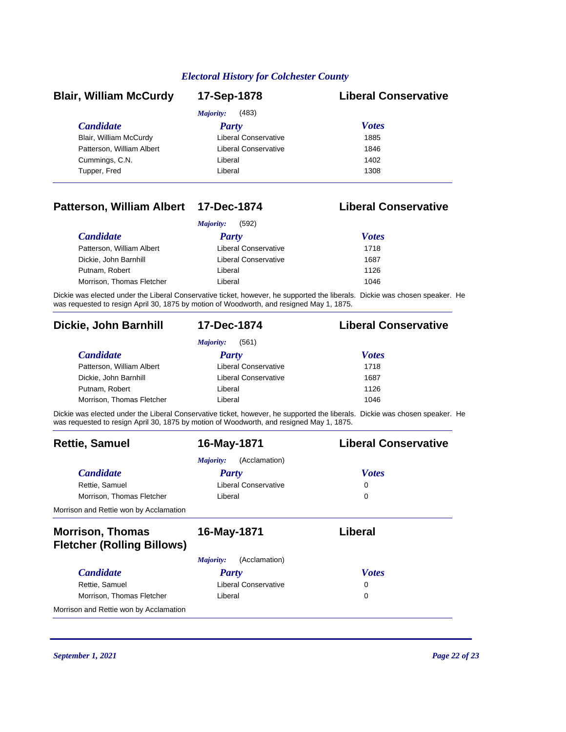## Blair, William McCurdy — 17-Sep-1878 — Liberal Conservative

*Majority:* (483)

| Candidate | Party | Votes |
|---|---|---|
| Blair, William McCurdy | Liberal Conservative | 1885 |
| Patterson, William Albert | Liberal Conservative | 1846 |
| Cummings, C.N. | Liberal | 1402 |
| Tupper, Fred | Liberal | 1308 |

## Patterson, William Albert — 17-Dec-1874 — Liberal Conservative

*Majority:* (592)

| Candidate | Party | Votes |
|---|---|---|
| Patterson, William Albert | Liberal Conservative | 1718 |
| Dickie, John Barnhill | Liberal Conservative | 1687 |
| Putnam, Robert | Liberal | 1126 |
| Morrison, Thomas Fletcher | Liberal | 1046 |

Dickie was elected under the Liberal Conservative ticket, however, he supported the liberals. Dickie was chosen speaker. He was requested to resign April 30, 1875 by motion of Woodworth, and resigned May 1, 1875.

## Dickie, John Barnhill — 17-Dec-1874 — Liberal Conservative

*Majority:* (561)

| Candidate | Party | Votes |
|---|---|---|
| Patterson, William Albert | Liberal Conservative | 1718 |
| Dickie, John Barnhill | Liberal Conservative | 1687 |
| Putnam, Robert | Liberal | 1126 |
| Morrison, Thomas Fletcher | Liberal | 1046 |

Dickie was elected under the Liberal Conservative ticket, however, he supported the liberals. Dickie was chosen speaker. He was requested to resign April 30, 1875 by motion of Woodworth, and resigned May 1, 1875.

## Rettie, Samuel — 16-May-1871 — Liberal Conservative

*Majority:* (Acclamation)

| Candidate | Party | Votes |
|---|---|---|
| Rettie, Samuel | Liberal Conservative | 0 |
| Morrison, Thomas Fletcher | Liberal | 0 |

Morrison and Rettie won by Acclamation

## Morrison, Thomas Fletcher (Rolling Billows) — 16-May-1871 — Liberal

*Majority:* (Acclamation)

| Candidate | Party | Votes |
|---|---|---|
| Rettie, Samuel | Liberal Conservative | 0 |
| Morrison, Thomas Fletcher | Liberal | 0 |

Morrison and Rettie won by Acclamation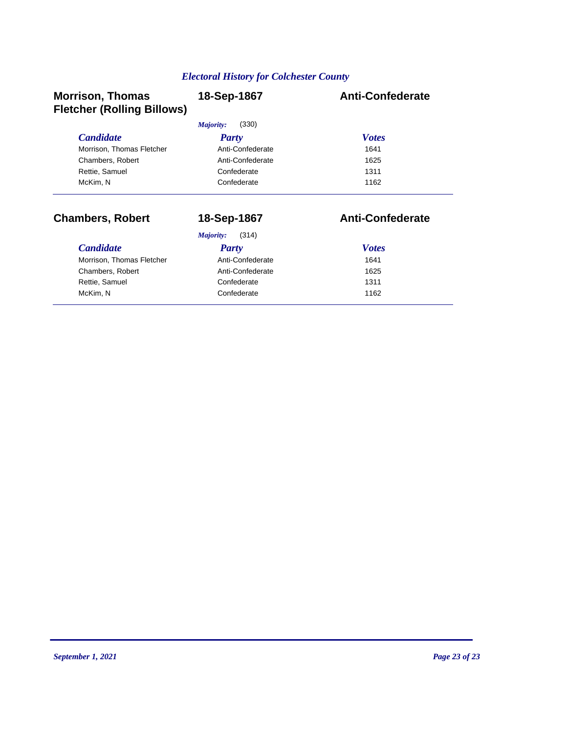## Morrison, Thomas Fletcher (Rolling Billows) — 18-Sep-1867 — Anti-Confederate

*Majority:* (330)

| Candidate | Party | Votes |
|---|---|---|
| Morrison, Thomas Fletcher | Anti-Confederate | 1641 |
| Chambers, Robert | Anti-Confederate | 1625 |
| Rettie, Samuel | Confederate | 1311 |
| McKim, N | Confederate | 1162 |

## Chambers, Robert — 18-Sep-1867 — Anti-Confederate

*Majority:* (314)

| Candidate | Party | Votes |
|---|---|---|
| Morrison, Thomas Fletcher | Anti-Confederate | 1641 |
| Chambers, Robert | Anti-Confederate | 1625 |
| Rettie, Samuel | Confederate | 1311 |
| McKim, N | Confederate | 1162 |